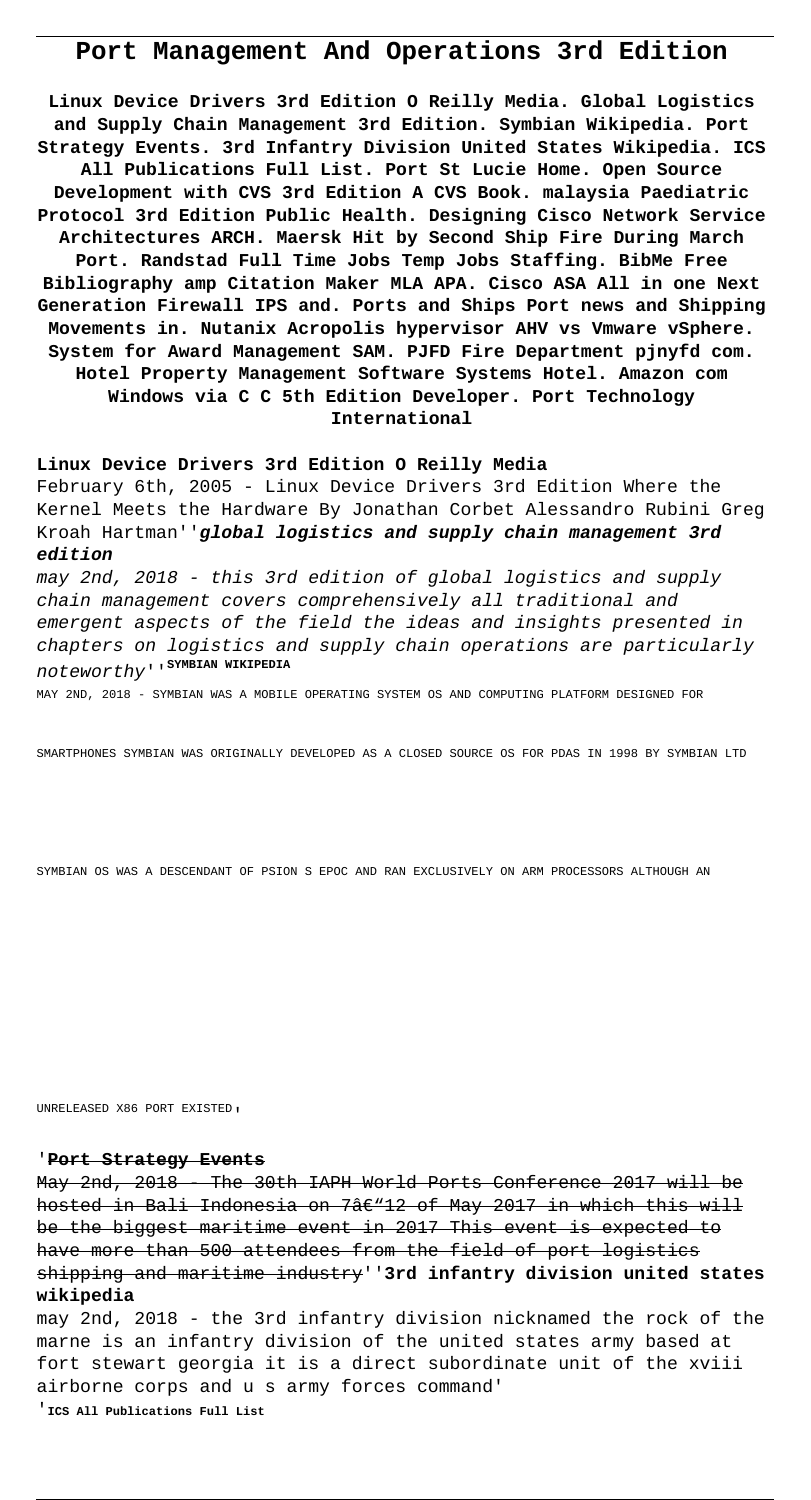# Port Management And Operations 3rd Edition

**Linux Device Drivers 3rd Edition O Reilly Media. Global Logistics and Supply Chain Management 3rd Edition. Symbian Wikipedia. Port Strategy Events. 3rd Infantry Division United States Wikipedia. ICS All Publications Full List. Port St Lucie Home. Open Source Development with CVS 3rd Edition A CVS Book. malaysia Paediatric Protocol 3rd Edition Public Health. Designing Cisco Network Service Architectures ARCH. Maersk Hit by Second Ship Fire During March Port. Randstad Full Time Jobs Temp Jobs Staffing. BibMe Free Bibliography amp Citation Maker MLA APA. Cisco ASA All in one Next Generation Firewall IPS and. Ports and Ships Port news and Shipping Movements in. Nutanix Acropolis hypervisor AHV vs Vmware vSphere. System for Award Management SAM. PJFD Fire Department pjnyfd com. Hotel Property Management Software Systems Hotel. Amazon com Windows via C C 5th Edition Developer. Port Technology International**

**Linux Device Drivers 3rd Edition O Reilly Media**

February 6th, 2005 - Linux Device Drivers 3rd Edition Where the Kernel Meets the Hardware By Jonathan Corbet Alessandro Rubini Greg Kroah Hartman''***global logistics and supply chain management 3rd edition***

*may 2nd, 2018 - this 3rd edition of global logistics and supply chain management covers comprehensively all traditional and emergent aspects of the field the ideas and insights presented in chapters on logistics and supply chain operations are particularly noteworthy*''**SYMBIAN WIKIPEDIA**

MAY 2ND, 2018 - SYMBIAN WAS A MOBILE OPERATING SYSTEM OS AND COMPUTING PLATFORM DESIGNED FOR SMARTPHONES SYMBIAN WAS ORIGINALLY DEVELOPED AS A CLOSED SOURCE OS FOR PDAS IN 1998 BY SYMBIAN LTD SYMBIAN OS WAS A DESCENDANT OF PSION S EPOC AND RAN EXCLUSIVELY ON ARM PROCESSORS ALTHOUGH AN UNRELEASED X86 PORT EXISTED'

'**Port Strategy Events**

~~May 2nd, 2018 - The 30th IAPH World Ports Conference 2017 will be hosted in Bali Indonesia on 7â€"12 of May 2017 in which this will be the biggest maritime event in 2017 This event is expected to have more than 500 attendees from the field of port logistics shipping and maritime industry~~''**3rd infantry division united states wikipedia**

may 2nd, 2018 - the 3rd infantry division nicknamed the rock of the marne is an infantry division of the united states army based at fort stewart georgia it is a direct subordinate unit of the xviii airborne corps and u s army forces command'

'**ICS All Publications Full List**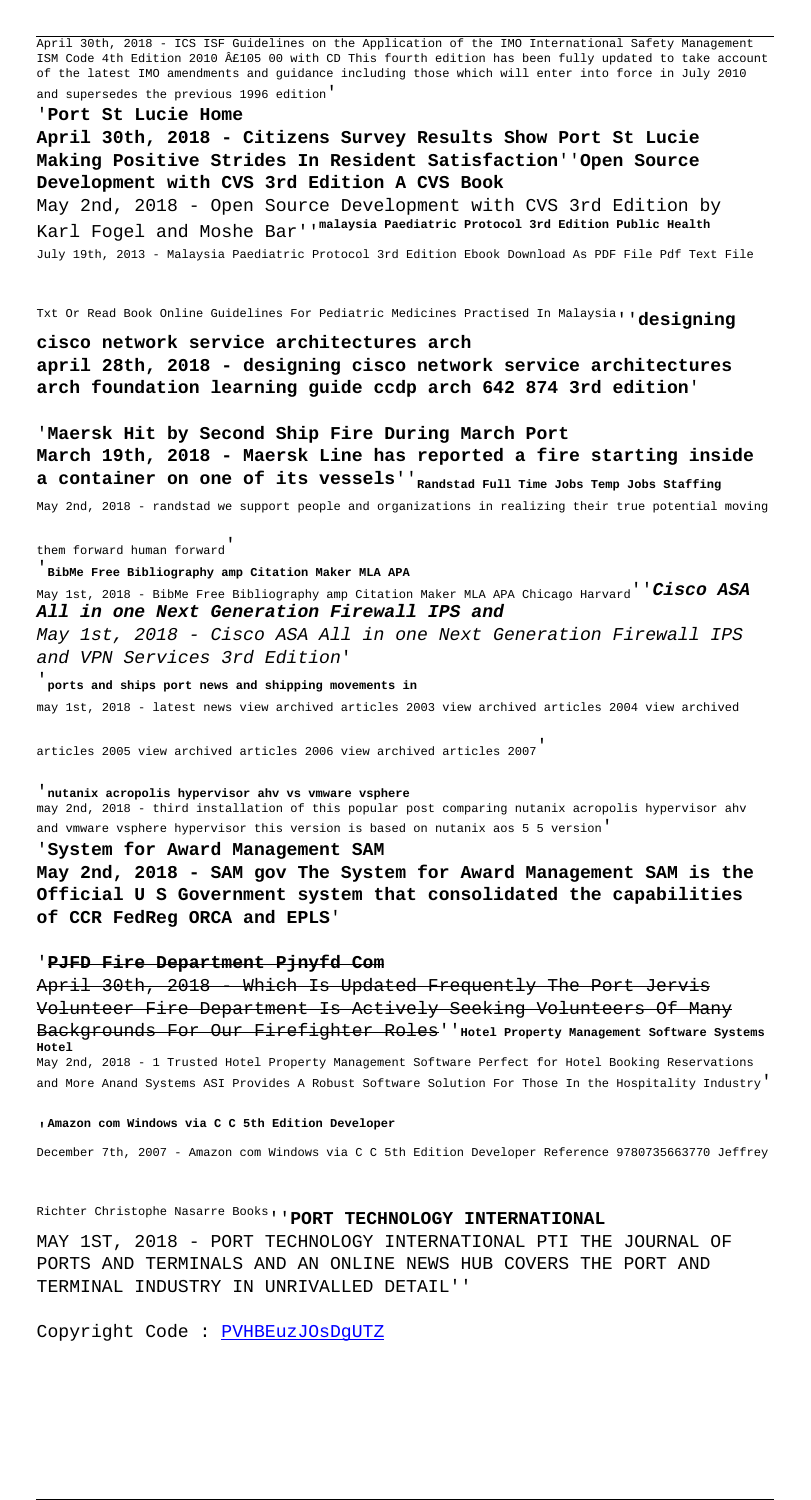April 30th, 2018 - ICS ISF Guidelines on the Application of the IMO International Safety Management ISM Code 4th Edition 2010 Â£105 00 with CD This fourth edition has been fully updated to take account of the latest IMO amendments and guidance including those which will enter into force in July 2010 and supersedes the previous 1996 edition'

'**Port St Lucie Home**

**April 30th, 2018 - Citizens Survey Results Show Port St Lucie Making Positive Strides In Resident Satisfaction''Open Source Development with CVS 3rd Edition A CVS Book**

May 2nd, 2018 - Open Source Development with CVS 3rd Edition by Karl Fogel and Moshe Bar''**malaysia Paediatric Protocol 3rd Edition Public Health**

July 19th, 2013 - Malaysia Paediatric Protocol 3rd Edition Ebook Download As PDF File Pdf Text File Txt Or Read Book Online Guidelines For Pediatric Medicines Practised In Malaysia''**designing cisco network service architectures arch**

**april 28th, 2018 - designing cisco network service architectures arch foundation learning guide ccdp arch 642 874 3rd edition**'

'**Maersk Hit by Second Ship Fire During March Port**

**March 19th, 2018 - Maersk Line has reported a fire starting inside a container on one of its vessels**''**Randstad Full Time Jobs Temp Jobs Staffing**

May 2nd, 2018 - randstad we support people and organizations in realizing their true potential moving them forward human forward'

'**BibMe Free Bibliography amp Citation Maker MLA APA**

May 1st, 2018 - BibMe Free Bibliography amp Citation Maker MLA APA Chicago Harvard''***Cisco ASA All in one Next Generation Firewall IPS and***

*May 1st, 2018 - Cisco ASA All in one Next Generation Firewall IPS and VPN Services 3rd Edition*'

'**ports and ships port news and shipping movements in**

may 1st, 2018 - latest news view archived articles 2003 view archived articles 2004 view archived articles 2005 view archived articles 2006 view archived articles 2007'

'**nutanix acropolis hypervisor ahv vs vmware vsphere**

may 2nd, 2018 - third installation of this popular post comparing nutanix acropolis hypervisor ahv and vmware vsphere hypervisor this version is based on nutanix aos 5 5 version'

'**System for Award Management SAM**

**May 2nd, 2018 - SAM gov The System for Award Management SAM is the Official U S Government system that consolidated the capabilities of CCR FedReg ORCA and EPLS**'

'**PJFD Fire Department Pjnyfd Com**

~~April 30th, 2018 - Which Is Updated Frequently The Port Jervis Volunteer Fire Department Is Actively Seeking Volunteers Of Many Backgrounds For Our Firefighter Roles~~''**Hotel Property Management Software Systems Hotel**

May 2nd, 2018 - 1 Trusted Hotel Property Management Software Perfect for Hotel Booking Reservations and More Anand Systems ASI Provides A Robust Software Solution For Those In the Hospitality Industry'

'**Amazon com Windows via C C 5th Edition Developer**

December 7th, 2007 - Amazon com Windows via C C 5th Edition Developer Reference 9780735663770 Jeffrey Richter Christophe Nasarre Books''**PORT TECHNOLOGY INTERNATIONAL**

MAY 1ST, 2018 - PORT TECHNOLOGY INTERNATIONAL PTI THE JOURNAL OF PORTS AND TERMINALS AND AN ONLINE NEWS HUB COVERS THE PORT AND TERMINAL INDUSTRY IN UNRIVALLED DETAIL''

Copyright Code : PVHBEuzJOsDgUTZ